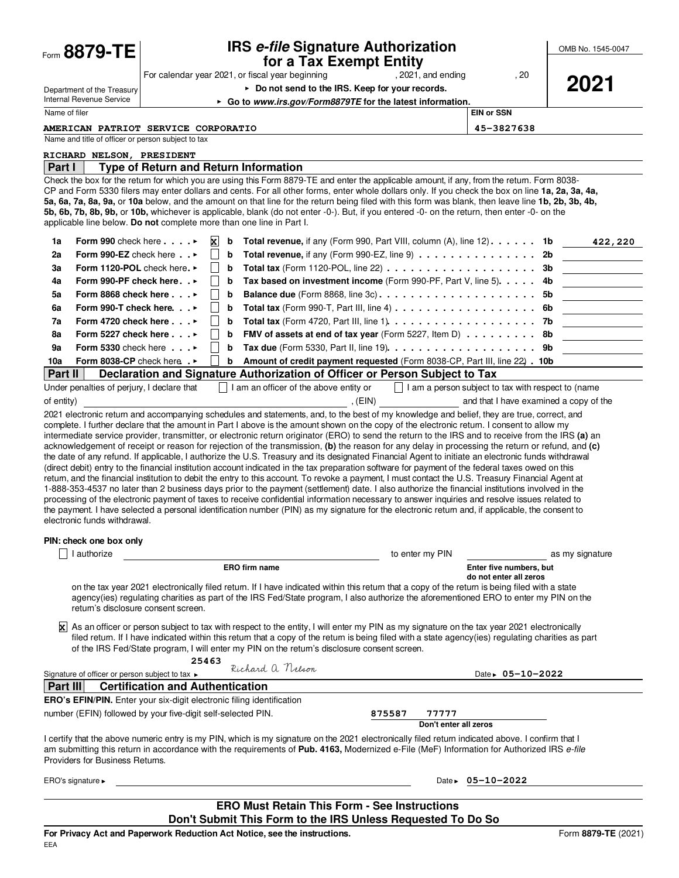Form **8879-TE**

Department of the Treasury
Internal Revenue Service

# IRS *e-file* Signature Authorization for a Tax Exempt Entity

For calendar year 2021, or fiscal year beginning , 2021, and ending , 20

▸ **Do not send to the IRS. Keep for your records.**

▸ **Go to *www.irs.gov/Form8879TE* for the latest information.**

OMB No. 1545-0047

**2021**

| Name of filer | EIN or SSN |
|---|---|
| AMERICAN PATRIOT SERVICE CORPORATIO | 45-3827638 |

Name and title of officer or person subject to tax

RICHARD NELSON, PRESIDENT

## Part I Type of Return and Return Information

Check the box for the return for which you are using this Form 8879-TE and enter the applicable amount, if any, from the return. Form 8038-CP and Form 5330 filers may enter dollars and cents. For all other forms, enter whole dollars only. If you check the box on line **1a, 2a, 3a, 4a, 5a, 6a, 7a, 8a, 9a,** or **10a** below, and the amount on that line for the return being filed with this form was blank, then leave line **1b, 2b, 3b, 4b, 5b, 6b, 7b, 8b, 9b,** or **10b,** whichever is applicable, blank (do not enter -0-). But, if you entered -0- on the return, then enter -0- on the applicable line below. **Do not** complete more than one line in Part I.

| | | | | | | |
|---|---|---|---|---|---|---|
| 1a | **Form 990** check here ▸ | X | b | **Total revenue,** if any (Form 990, Part VIII, column (A), line 12) | 1b | 422,220 |
| 2a | **Form 990-EZ** check here ▸ | | b | **Total revenue,** if any (Form 990-EZ, line 9) | 2b | |
| 3a | **Form 1120-POL** check here ▸ | | b | **Total tax** (Form 1120-POL, line 22) | 3b | |
| 4a | **Form 990-PF check here** ▸ | | b | **Tax based on investment income** (Form 990-PF, Part V, line 5) | 4b | |
| 5a | **Form 8868 check here** ▸ | | b | **Balance due** (Form 8868, line 3c) | 5b | |
| 6a | **Form 990-T check here** ▸ | | b | **Total tax** (Form 990-T, Part III, line 4) | 6b | |
| 7a | **Form 4720 check here** ▸ | | b | **Total tax** (Form 4720, Part III, line 1) | 7b | |
| 8a | **Form 5227 check here** ▸ | | b | **FMV of assets at end of tax year** (Form 5227, Item D) | 8b | |
| 9a | **Form 5330** check here ▸ | | b | **Tax due** (Form 5330, Part II, line 19) | 9b | |
| 10a | **Form 8038-CP** check here ▸ | | b | **Amount of credit payment requested** (Form 8038-CP, Part III, line 22) | 10b | |

## Part II Declaration and Signature Authorization of Officer or Person Subject to Tax

Under penalties of perjury, I declare that ☐ I am an officer of the above entity or ☐ I am a person subject to tax with respect to (name of entity) \_\_\_\_\_\_\_\_, (EIN) \_\_\_\_\_\_\_\_ and that I have examined a copy of the 2021 electronic return and accompanying schedules and statements, and, to the best of my knowledge and belief, they are true, correct, and complete. I further declare that the amount in Part I above is the amount shown on the copy of the electronic return. I consent to allow my intermediate service provider, transmitter, or electronic return originator (ERO) to send the return to the IRS and to receive from the IRS **(a)** an acknowledgement of receipt or reason for rejection of the transmission, **(b)** the reason for any delay in processing the return or refund, and **(c)** the date of any refund. If applicable, I authorize the U.S. Treasury and its designated Financial Agent to initiate an electronic funds withdrawal (direct debit) entry to the financial institution account indicated in the tax preparation software for payment of the federal taxes owed on this return, and the financial institution to debit the entry to this account. To revoke a payment, I must contact the U.S. Treasury Financial Agent at 1-888-353-4537 no later than 2 business days prior to the payment (settlement) date. I also authorize the financial institutions involved in the processing of the electronic payment of taxes to receive confidential information necessary to answer inquiries and resolve issues related to the payment. I have selected a personal identification number (PIN) as my signature for the electronic return and, if applicable, the consent to electronic funds withdrawal.

**PIN: check one box only**

☐ I authorize \_\_\_\_\_\_\_\_ (**ERO firm name**) to enter my PIN \_\_\_\_\_\_ (**Enter five numbers, but do not enter all zeros**) as my signature on the tax year 2021 electronically filed return. If I have indicated within this return that a copy of the return is being filed with a state agency(ies) regulating charities as part of the IRS Fed/State program, I also authorize the aforementioned ERO to enter my PIN on the return's disclosure consent screen.

☒ As an officer or person subject to tax with respect to the entity, I will enter my PIN as my signature on the tax year 2021 electronically filed return. If I have indicated within this return that a copy of the return is being filed with a state agency(ies) regulating charities as part of the IRS Fed/State program, I will enter my PIN on the return's disclosure consent screen.

25463

Signature of officer or person subject to tax ▸ Richard A. Nelson Date ▸ 05-10-2022

## Part III Certification and Authentication

**ERO's EFIN/PIN.** Enter your six-digit electronic filing identification number (EFIN) followed by your five-digit self-selected PIN. 875587 77777 (**Don't enter all zeros**)

I certify that the above numeric entry is my PIN, which is my signature on the 2021 electronically filed return indicated above. I confirm that I am submitting this return in accordance with the requirements of **Pub. 4163,** Modernized e-File (MeF) Information for Authorized IRS *e-file* Providers for Business Returns.

ERO's signature ▸ \_\_\_\_\_\_\_\_ Date ▸ 05-10-2022

**ERO Must Retain This Form - See Instructions**
**Don't Submit This Form to the IRS Unless Requested To Do So**

**For Privacy Act and Paperwork Reduction Act Notice, see the instructions.** Form **8879-TE** (2021)

EEA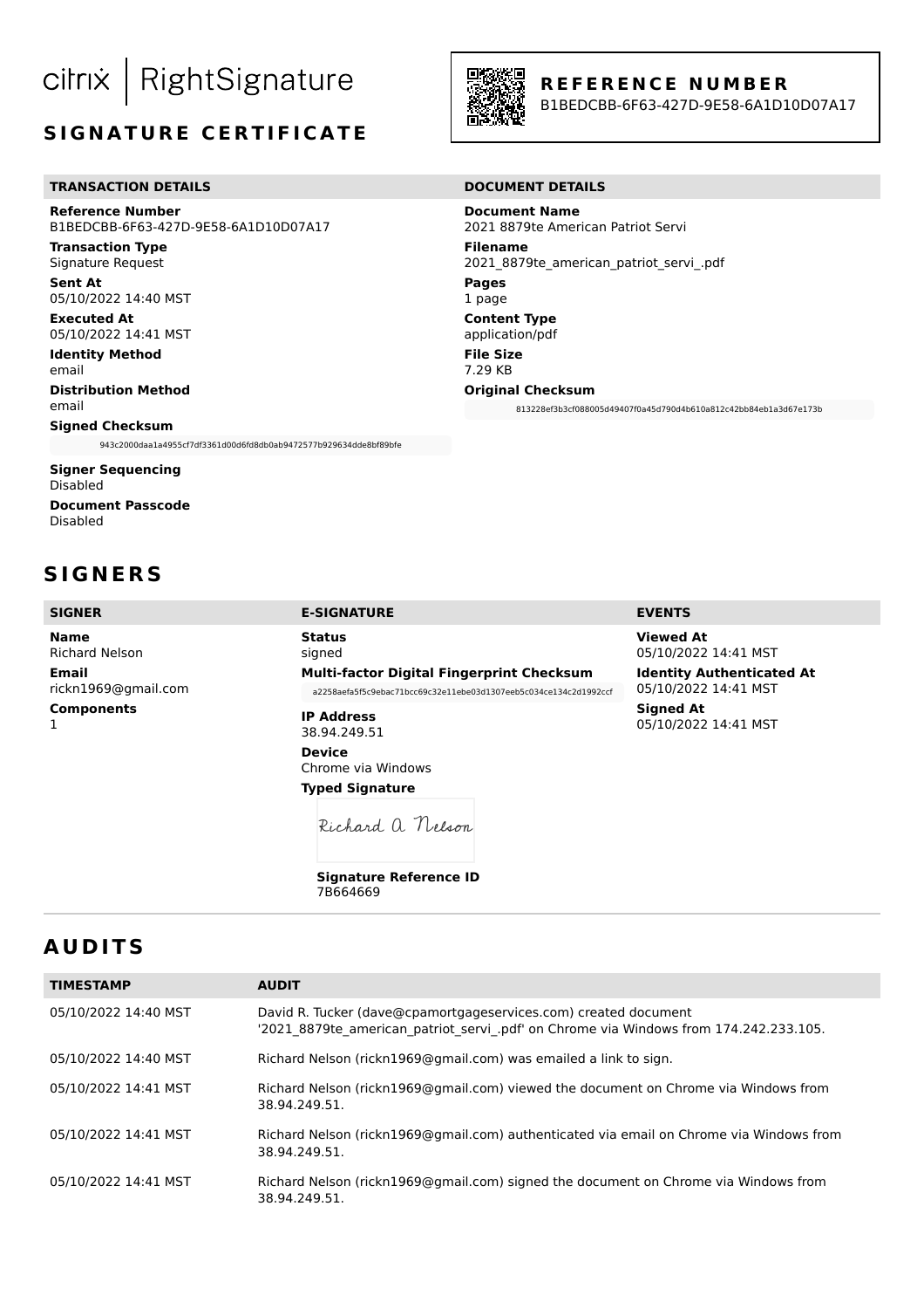citrix | RightSignature

# SIGNATURE CERTIFICATE

**REFERENCE NUMBER**
B1BEDCBB-6F63-427D-9E58-6A1D10D07A17

## TRANSACTION DETAILS

**Reference Number**
B1BEDCBB-6F63-427D-9E58-6A1D10D07A17

**Transaction Type**
Signature Request

**Sent At**
05/10/2022 14:40 MST

**Executed At**
05/10/2022 14:41 MST

**Identity Method**
email

**Distribution Method**
email

**Signed Checksum**
943c2000daa1a4955cf7df3361d00d6fd8db0ab9472577b929634dde8bf89bfe

**Signer Sequencing**
Disabled

**Document Passcode**
Disabled

## DOCUMENT DETAILS

**Document Name**
2021 8879te American Patriot Servi

**Filename**
2021_8879te_american_patriot_servi_.pdf

**Pages**
1 page

**Content Type**
application/pdf

**File Size**
7.29 KB

**Original Checksum**
813228ef3b3cf088005d49407f0a45d790d4b610a812c42bb84eb1a3d67e173b

# SIGNERS

| SIGNER | E-SIGNATURE | EVENTS |
|---|---|---|
| **Name** Richard Nelson<br>**Email** rickn1969@gmail.com<br>**Components** 1 | **Status** signed<br>**Multi-factor Digital Fingerprint Checksum** a2258aefa5f5c9ebac71bcc69c32e11ebe03d1307eeb5c034ce134c2d1992ccf<br>**IP Address** 38.94.249.51<br>**Device** Chrome via Windows<br>**Typed Signature** Richard A Nelson<br>**Signature Reference ID** 7B664669 | **Viewed At** 05/10/2022 14:41 MST<br>**Identity Authenticated At** 05/10/2022 14:41 MST<br>**Signed At** 05/10/2022 14:41 MST |

# AUDITS

| TIMESTAMP | AUDIT |
|---|---|
| 05/10/2022 14:40 MST | David R. Tucker (dave@cpamortgageservices.com) created document '2021_8879te_american_patriot_servi_.pdf' on Chrome via Windows from 174.242.233.105. |
| 05/10/2022 14:40 MST | Richard Nelson (rickn1969@gmail.com) was emailed a link to sign. |
| 05/10/2022 14:41 MST | Richard Nelson (rickn1969@gmail.com) viewed the document on Chrome via Windows from 38.94.249.51. |
| 05/10/2022 14:41 MST | Richard Nelson (rickn1969@gmail.com) authenticated via email on Chrome via Windows from 38.94.249.51. |
| 05/10/2022 14:41 MST | Richard Nelson (rickn1969@gmail.com) signed the document on Chrome via Windows from 38.94.249.51. |